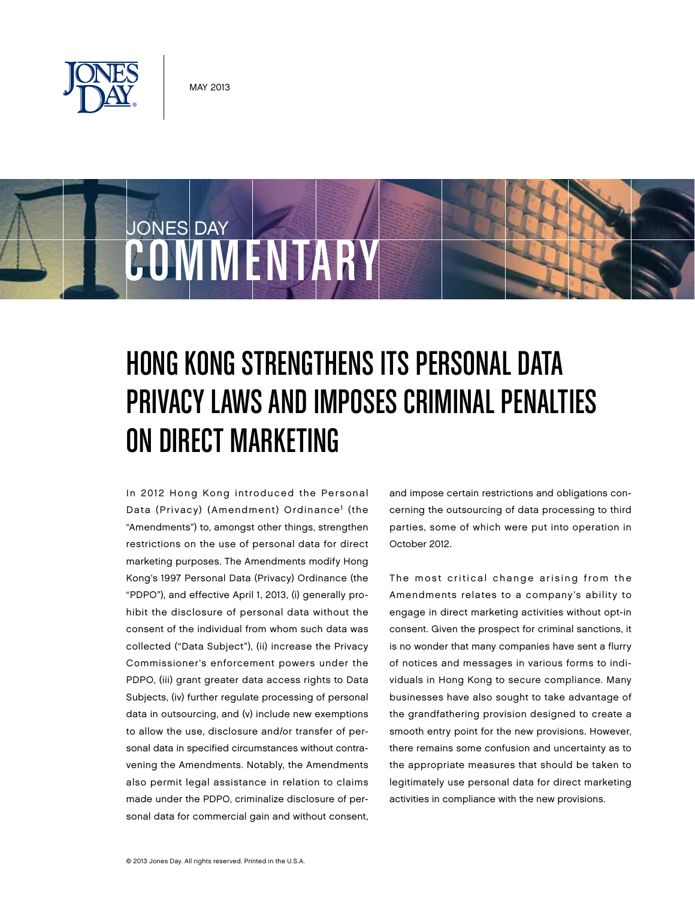MAY 2013

JONES DAY

# COMMENTARY

# HONG KONG STRENGTHENS ITS PERSONAL DATA PRIVACY LAWS AND IMPOSES CRIMINAL PENALTIES ON DIRECT MARKETING

In 2012 Hong Kong introduced the Personal Data (Privacy) (Amendment) Ordinance[1] (the "Amendments") to, amongst other things, strengthen restrictions on the use of personal data for direct marketing purposes. The Amendments modify Hong Kong's 1997 Personal Data (Privacy) Ordinance (the "PDPO"), and effective April 1, 2013, (i) generally prohibit the disclosure of personal data without the consent of the individual from whom such data was collected ("Data Subject"), (ii) increase the Privacy Commissioner's enforcement powers under the PDPO, (iii) grant greater data access rights to Data Subjects, (iv) further regulate processing of personal data in outsourcing, and (v) include new exemptions to allow the use, disclosure and/or transfer of personal data in specified circumstances without contravening the Amendments. Notably, the Amendments also permit legal assistance in relation to claims made under the PDPO, criminalize disclosure of personal data for commercial gain and without consent, and impose certain restrictions and obligations concerning the outsourcing of data processing to third parties, some of which were put into operation in October 2012.

The most critical change arising from the Amendments relates to a company's ability to engage in direct marketing activities without opt-in consent. Given the prospect for criminal sanctions, it is no wonder that many companies have sent a flurry of notices and messages in various forms to individuals in Hong Kong to secure compliance. Many businesses have also sought to take advantage of the grandfathering provision designed to create a smooth entry point for the new provisions. However, there remains some confusion and uncertainty as to the appropriate measures that should be taken to legitimately use personal data for direct marketing activities in compliance with the new provisions.

© 2013 Jones Day. All rights reserved. Printed in the U.S.A.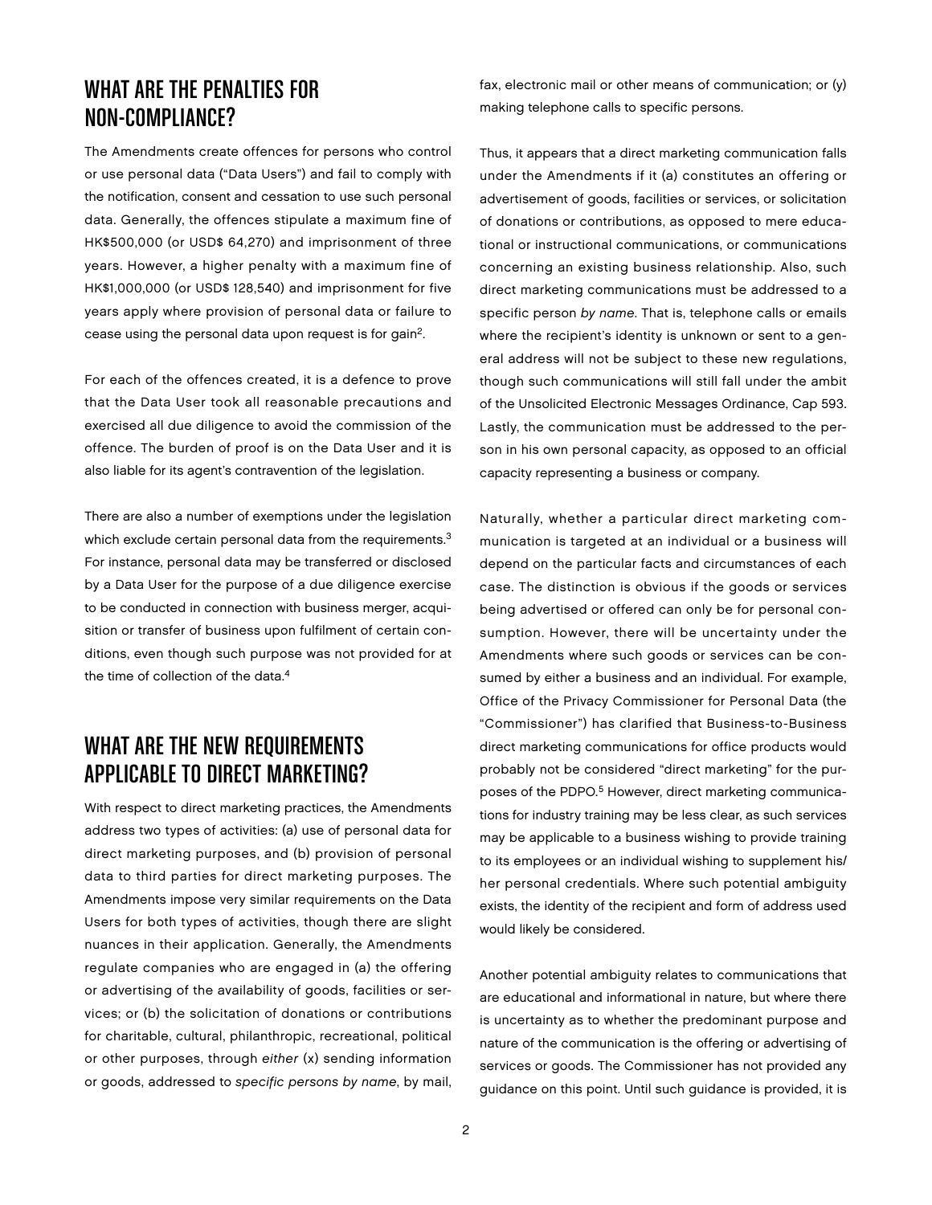## WHAT ARE THE PENALTIES FOR NON-COMPLIANCE?

The Amendments create offences for persons who control or use personal data ("Data Users") and fail to comply with the notification, consent and cessation to use such personal data. Generally, the offences stipulate a maximum fine of HK$500,000 (or USD$ 64,270) and imprisonment of three years. However, a higher penalty with a maximum fine of HK$1,000,000 (or USD$ 128,540) and imprisonment for five years apply where provision of personal data or failure to cease using the personal data upon request is for gain[2].

For each of the offences created, it is a defence to prove that the Data User took all reasonable precautions and exercised all due diligence to avoid the commission of the offence. The burden of proof is on the Data User and it is also liable for its agent's contravention of the legislation.

There are also a number of exemptions under the legislation which exclude certain personal data from the requirements.[3] For instance, personal data may be transferred or disclosed by a Data User for the purpose of a due diligence exercise to be conducted in connection with business merger, acquisition or transfer of business upon fulfilment of certain conditions, even though such purpose was not provided for at the time of collection of the data.[4]

## WHAT ARE THE NEW REQUIREMENTS APPLICABLE TO DIRECT MARKETING?

With respect to direct marketing practices, the Amendments address two types of activities: (a) use of personal data for direct marketing purposes, and (b) provision of personal data to third parties for direct marketing purposes. The Amendments impose very similar requirements on the Data Users for both types of activities, though there are slight nuances in their application. Generally, the Amendments regulate companies who are engaged in (a) the offering or advertising of the availability of goods, facilities or services; or (b) the solicitation of donations or contributions for charitable, cultural, philanthropic, recreational, political or other purposes, through *either* (x) sending information or goods, addressed to *specific persons by name*, by mail, fax, electronic mail or other means of communication; or (y) making telephone calls to specific persons.

Thus, it appears that a direct marketing communication falls under the Amendments if it (a) constitutes an offering or advertisement of goods, facilities or services, or solicitation of donations or contributions, as opposed to mere educational or instructional communications, or communications concerning an existing business relationship. Also, such direct marketing communications must be addressed to a specific person *by name*. That is, telephone calls or emails where the recipient's identity is unknown or sent to a general address will not be subject to these new regulations, though such communications will still fall under the ambit of the Unsolicited Electronic Messages Ordinance, Cap 593. Lastly, the communication must be addressed to the person in his own personal capacity, as opposed to an official capacity representing a business or company.

Naturally, whether a particular direct marketing communication is targeted at an individual or a business will depend on the particular facts and circumstances of each case. The distinction is obvious if the goods or services being advertised or offered can only be for personal consumption. However, there will be uncertainty under the Amendments where such goods or services can be consumed by either a business and an individual. For example, Office of the Privacy Commissioner for Personal Data (the "Commissioner") has clarified that Business-to-Business direct marketing communications for office products would probably not be considered "direct marketing" for the purposes of the PDPO.[5] However, direct marketing communications for industry training may be less clear, as such services may be applicable to a business wishing to provide training to its employees or an individual wishing to supplement his/her personal credentials. Where such potential ambiguity exists, the identity of the recipient and form of address used would likely be considered.

Another potential ambiguity relates to communications that are educational and informational in nature, but where there is uncertainty as to whether the predominant purpose and nature of the communication is the offering or advertising of services or goods. The Commissioner has not provided any guidance on this point. Until such guidance is provided, it is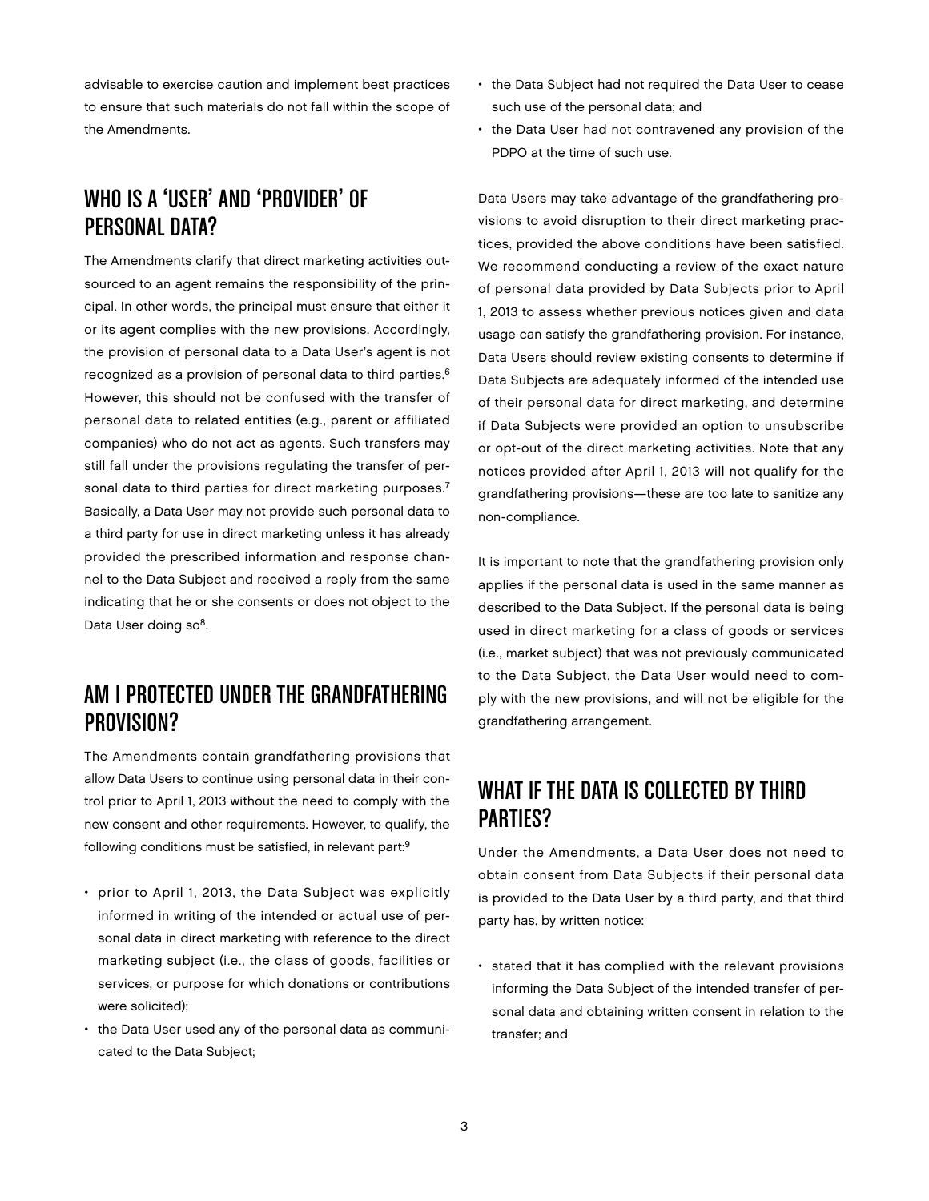advisable to exercise caution and implement best practices to ensure that such materials do not fall within the scope of the Amendments.

## WHO IS A 'USER' AND 'PROVIDER' OF PERSONAL DATA?

The Amendments clarify that direct marketing activities outsourced to an agent remains the responsibility of the principal. In other words, the principal must ensure that either it or its agent complies with the new provisions. Accordingly, the provision of personal data to a Data User's agent is not recognized as a provision of personal data to third parties.[6] However, this should not be confused with the transfer of personal data to related entities (e.g., parent or affiliated companies) who do not act as agents. Such transfers may still fall under the provisions regulating the transfer of personal data to third parties for direct marketing purposes.[7] Basically, a Data User may not provide such personal data to a third party for use in direct marketing unless it has already provided the prescribed information and response channel to the Data Subject and received a reply from the same indicating that he or she consents or does not object to the Data User doing so[8].

## AM I PROTECTED UNDER THE GRANDFATHERING PROVISION?

The Amendments contain grandfathering provisions that allow Data Users to continue using personal data in their control prior to April 1, 2013 without the need to comply with the new consent and other requirements. However, to qualify, the following conditions must be satisfied, in relevant part:[9]

- prior to April 1, 2013, the Data Subject was explicitly informed in writing of the intended or actual use of personal data in direct marketing with reference to the direct marketing subject (i.e., the class of goods, facilities or services, or purpose for which donations or contributions were solicited);
- the Data User used any of the personal data as communicated to the Data Subject;
- the Data Subject had not required the Data User to cease such use of the personal data; and
- the Data User had not contravened any provision of the PDPO at the time of such use.

Data Users may take advantage of the grandfathering provisions to avoid disruption to their direct marketing practices, provided the above conditions have been satisfied. We recommend conducting a review of the exact nature of personal data provided by Data Subjects prior to April 1, 2013 to assess whether previous notices given and data usage can satisfy the grandfathering provision. For instance, Data Users should review existing consents to determine if Data Subjects are adequately informed of the intended use of their personal data for direct marketing, and determine if Data Subjects were provided an option to unsubscribe or opt-out of the direct marketing activities. Note that any notices provided after April 1, 2013 will not qualify for the grandfathering provisions—these are too late to sanitize any non-compliance.

It is important to note that the grandfathering provision only applies if the personal data is used in the same manner as described to the Data Subject. If the personal data is being used in direct marketing for a class of goods or services (i.e., market subject) that was not previously communicated to the Data Subject, the Data User would need to comply with the new provisions, and will not be eligible for the grandfathering arrangement.

## WHAT IF THE DATA IS COLLECTED BY THIRD PARTIES?

Under the Amendments, a Data User does not need to obtain consent from Data Subjects if their personal data is provided to the Data User by a third party, and that third party has, by written notice:

- stated that it has complied with the relevant provisions informing the Data Subject of the intended transfer of personal data and obtaining written consent in relation to the transfer; and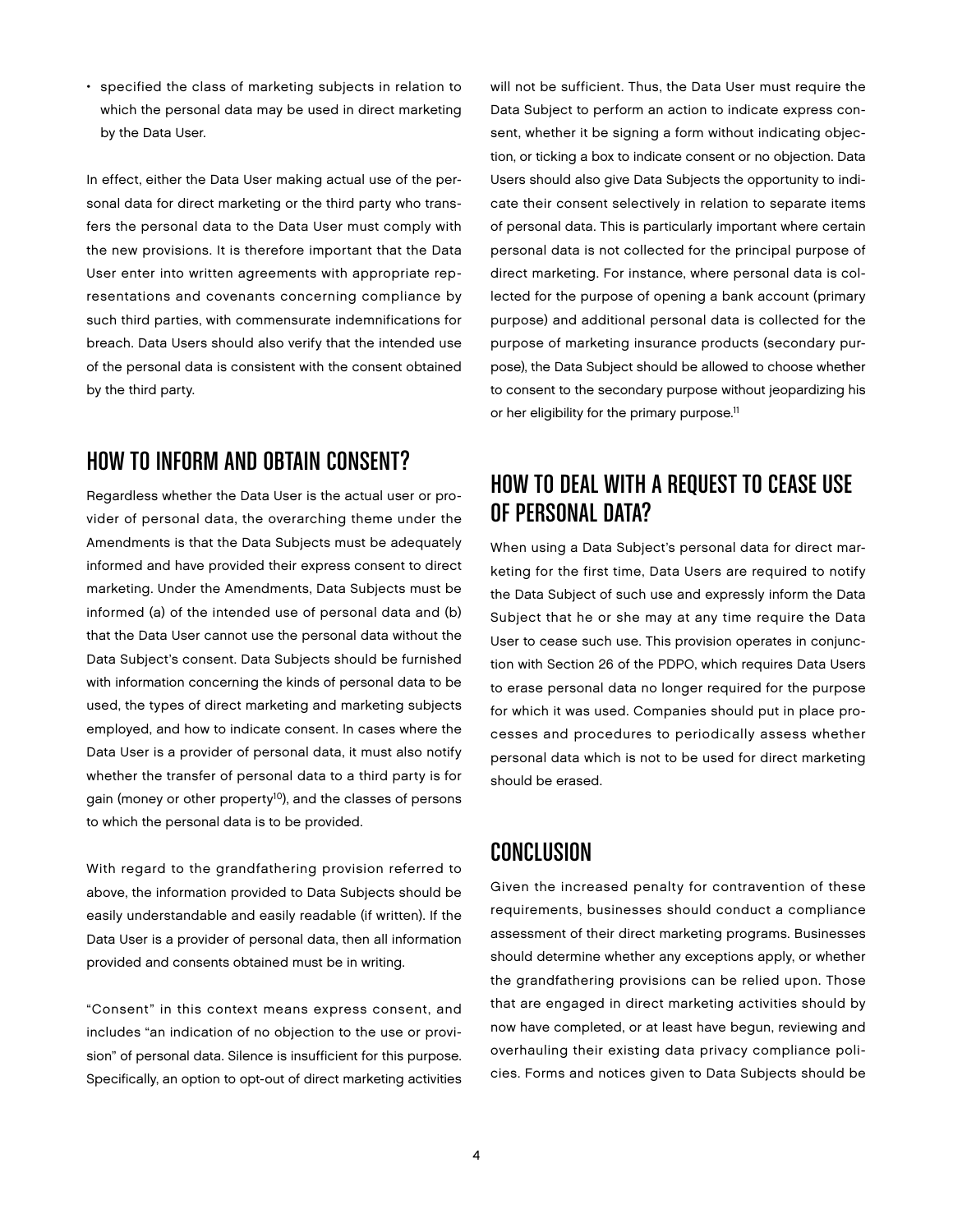- specified the class of marketing subjects in relation to which the personal data may be used in direct marketing by the Data User.

In effect, either the Data User making actual use of the personal data for direct marketing or the third party who transfers the personal data to the Data User must comply with the new provisions. It is therefore important that the Data User enter into written agreements with appropriate representations and covenants concerning compliance by such third parties, with commensurate indemnifications for breach. Data Users should also verify that the intended use of the personal data is consistent with the consent obtained by the third party.

## HOW TO INFORM AND OBTAIN CONSENT?

Regardless whether the Data User is the actual user or provider of personal data, the overarching theme under the Amendments is that the Data Subjects must be adequately informed and have provided their express consent to direct marketing. Under the Amendments, Data Subjects must be informed (a) of the intended use of personal data and (b) that the Data User cannot use the personal data without the Data Subject's consent. Data Subjects should be furnished with information concerning the kinds of personal data to be used, the types of direct marketing and marketing subjects employed, and how to indicate consent. In cases where the Data User is a provider of personal data, it must also notify whether the transfer of personal data to a third party is for gain (money or other property[10]), and the classes of persons to which the personal data is to be provided.

With regard to the grandfathering provision referred to above, the information provided to Data Subjects should be easily understandable and easily readable (if written). If the Data User is a provider of personal data, then all information provided and consents obtained must be in writing.

"Consent" in this context means express consent, and includes "an indication of no objection to the use or provision" of personal data. Silence is insufficient for this purpose. Specifically, an option to opt-out of direct marketing activities will not be sufficient. Thus, the Data User must require the Data Subject to perform an action to indicate express consent, whether it be signing a form without indicating objection, or ticking a box to indicate consent or no objection. Data Users should also give Data Subjects the opportunity to indicate their consent selectively in relation to separate items of personal data. This is particularly important where certain personal data is not collected for the principal purpose of direct marketing. For instance, where personal data is collected for the purpose of opening a bank account (primary purpose) and additional personal data is collected for the purpose of marketing insurance products (secondary purpose), the Data Subject should be allowed to choose whether to consent to the secondary purpose without jeopardizing his or her eligibility for the primary purpose.[11]

## HOW TO DEAL WITH A REQUEST TO CEASE USE OF PERSONAL DATA?

When using a Data Subject's personal data for direct marketing for the first time, Data Users are required to notify the Data Subject of such use and expressly inform the Data Subject that he or she may at any time require the Data User to cease such use. This provision operates in conjunction with Section 26 of the PDPO, which requires Data Users to erase personal data no longer required for the purpose for which it was used. Companies should put in place processes and procedures to periodically assess whether personal data which is not to be used for direct marketing should be erased.

## CONCLUSION

Given the increased penalty for contravention of these requirements, businesses should conduct a compliance assessment of their direct marketing programs. Businesses should determine whether any exceptions apply, or whether the grandfathering provisions can be relied upon. Those that are engaged in direct marketing activities should by now have completed, or at least have begun, reviewing and overhauling their existing data privacy compliance policies. Forms and notices given to Data Subjects should be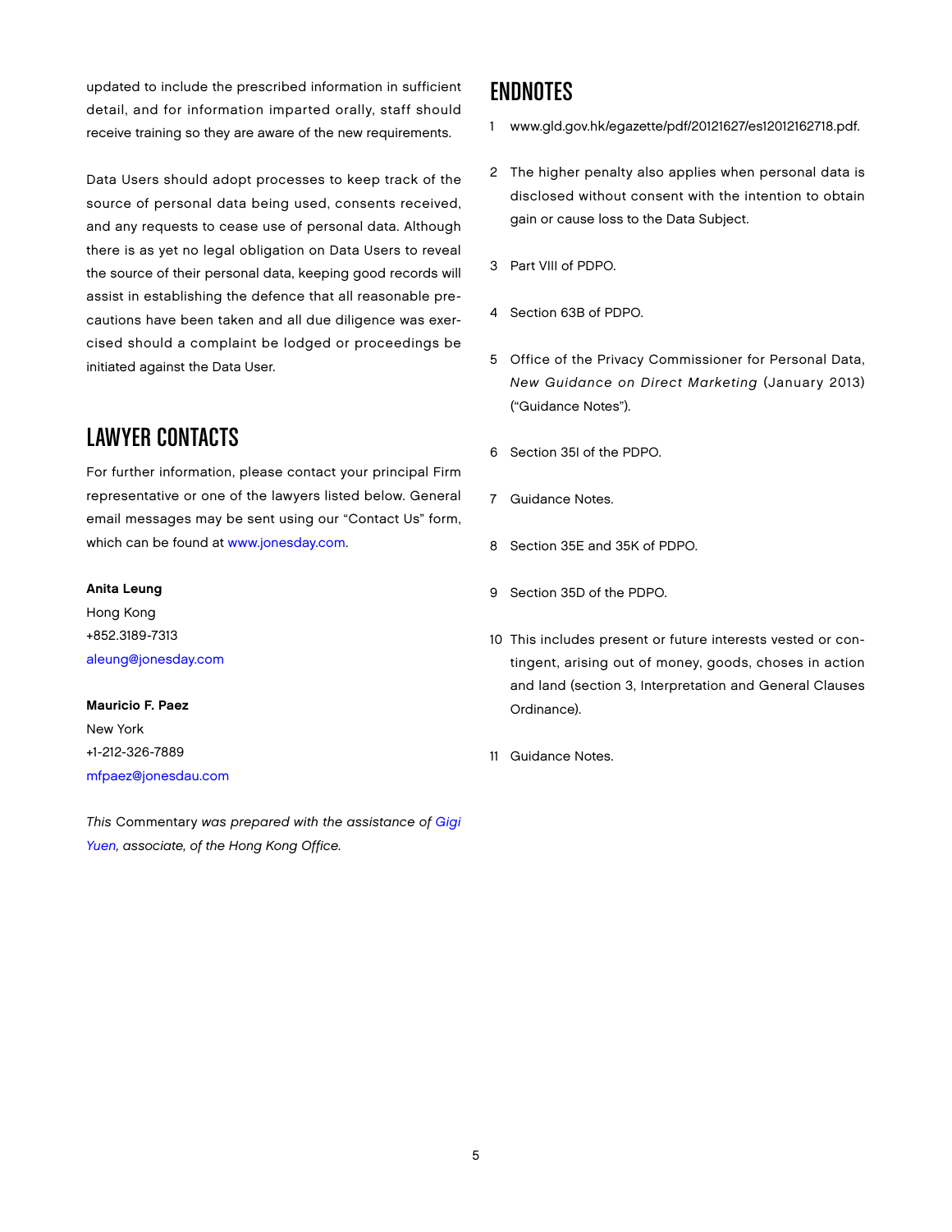updated to include the prescribed information in sufficient detail, and for information imparted orally, staff should receive training so they are aware of the new requirements.

Data Users should adopt processes to keep track of the source of personal data being used, consents received, and any requests to cease use of personal data. Although there is as yet no legal obligation on Data Users to reveal the source of their personal data, keeping good records will assist in establishing the defence that all reasonable precautions have been taken and all due diligence was exercised should a complaint be lodged or proceedings be initiated against the Data User.

## LAWYER CONTACTS

For further information, please contact your principal Firm representative or one of the lawyers listed below. General email messages may be sent using our "Contact Us" form, which can be found at www.jonesday.com.

**Anita Leung**
Hong Kong
+852.3189-7313
aleung@jonesday.com

**Mauricio F. Paez**
New York
+1-212-326-7889
mfpaez@jonesdau.com

*This* Commentary *was prepared with the assistance of Gigi Yuen, associate, of the Hong Kong Office.*

## ENDNOTES

1 www.gld.gov.hk/egazette/pdf/20121627/es12012162718.pdf.

2 The higher penalty also applies when personal data is disclosed without consent with the intention to obtain gain or cause loss to the Data Subject.

3 Part VIII of PDPO.

4 Section 63B of PDPO.

5 Office of the Privacy Commissioner for Personal Data, *New Guidance on Direct Marketing* (January 2013) ("Guidance Notes").

6 Section 35I of the PDPO.

7 Guidance Notes.

8 Section 35E and 35K of PDPO.

9 Section 35D of the PDPO.

10 This includes present or future interests vested or contingent, arising out of money, goods, choses in action and land (section 3, Interpretation and General Clauses Ordinance).

11 Guidance Notes.